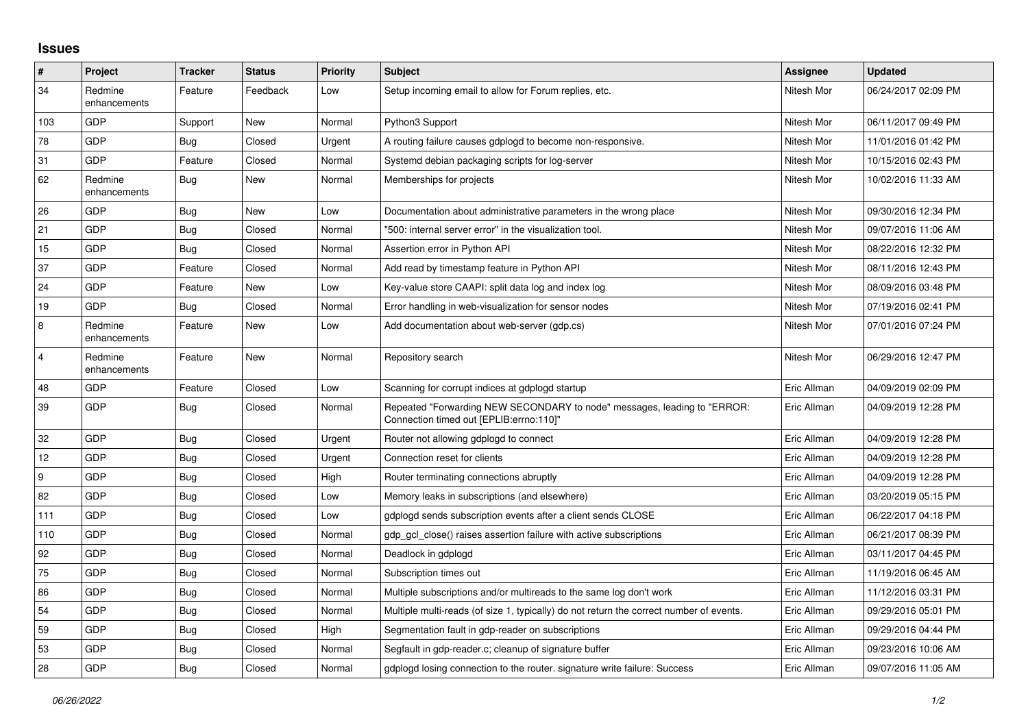## Issues

| # | Project | Tracker | Status | Priority | Subject | Assignee | Updated |
|---|---|---|---|---|---|---|---|
| 34 | Redmine enhancements | Feature | Feedback | Low | Setup incoming email to allow for Forum replies, etc. | Nitesh Mor | 06/24/2017 02:09 PM |
| 103 | GDP | Support | New | Normal | Python3 Support | Nitesh Mor | 06/11/2017 09:49 PM |
| 78 | GDP | Bug | Closed | Urgent | A routing failure causes gdplogd to become non-responsive. | Nitesh Mor | 11/01/2016 01:42 PM |
| 31 | GDP | Feature | Closed | Normal | Systemd debian packaging scripts for log-server | Nitesh Mor | 10/15/2016 02:43 PM |
| 62 | Redmine enhancements | Bug | New | Normal | Memberships for projects | Nitesh Mor | 10/02/2016 11:33 AM |
| 26 | GDP | Bug | New | Low | Documentation about administrative parameters in the wrong place | Nitesh Mor | 09/30/2016 12:34 PM |
| 21 | GDP | Bug | Closed | Normal | "500: internal server error" in the visualization tool. | Nitesh Mor | 09/07/2016 11:06 AM |
| 15 | GDP | Bug | Closed | Normal | Assertion error in Python API | Nitesh Mor | 08/22/2016 12:32 PM |
| 37 | GDP | Feature | Closed | Normal | Add read by timestamp feature in Python API | Nitesh Mor | 08/11/2016 12:43 PM |
| 24 | GDP | Feature | New | Low | Key-value store CAAPI: split data log and index log | Nitesh Mor | 08/09/2016 03:48 PM |
| 19 | GDP | Bug | Closed | Normal | Error handling in web-visualization for sensor nodes | Nitesh Mor | 07/19/2016 02:41 PM |
| 8 | Redmine enhancements | Feature | New | Low | Add documentation about web-server (gdp.cs) | Nitesh Mor | 07/01/2016 07:24 PM |
| 4 | Redmine enhancements | Feature | New | Normal | Repository search | Nitesh Mor | 06/29/2016 12:47 PM |
| 48 | GDP | Feature | Closed | Low | Scanning for corrupt indices at gdplogd startup | Eric Allman | 04/09/2019 02:09 PM |
| 39 | GDP | Bug | Closed | Normal | Repeated "Forwarding NEW SECONDARY to node" messages, leading to "ERROR: Connection timed out [EPLIB:errno:110]" | Eric Allman | 04/09/2019 12:28 PM |
| 32 | GDP | Bug | Closed | Urgent | Router not allowing gdplogd to connect | Eric Allman | 04/09/2019 12:28 PM |
| 12 | GDP | Bug | Closed | Urgent | Connection reset for clients | Eric Allman | 04/09/2019 12:28 PM |
| 9 | GDP | Bug | Closed | High | Router terminating connections abruptly | Eric Allman | 04/09/2019 12:28 PM |
| 82 | GDP | Bug | Closed | Low | Memory leaks in subscriptions (and elsewhere) | Eric Allman | 03/20/2019 05:15 PM |
| 111 | GDP | Bug | Closed | Low | gdplogd sends subscription events after a client sends CLOSE | Eric Allman | 06/22/2017 04:18 PM |
| 110 | GDP | Bug | Closed | Normal | gdp_gcl_close() raises assertion failure with active subscriptions | Eric Allman | 06/21/2017 08:39 PM |
| 92 | GDP | Bug | Closed | Normal | Deadlock in gdplogd | Eric Allman | 03/11/2017 04:45 PM |
| 75 | GDP | Bug | Closed | Normal | Subscription times out | Eric Allman | 11/19/2016 06:45 AM |
| 86 | GDP | Bug | Closed | Normal | Multiple subscriptions and/or multireads to the same log don't work | Eric Allman | 11/12/2016 03:31 PM |
| 54 | GDP | Bug | Closed | Normal | Multiple multi-reads (of size 1, typically) do not return the correct number of events. | Eric Allman | 09/29/2016 05:01 PM |
| 59 | GDP | Bug | Closed | High | Segmentation fault in gdp-reader on subscriptions | Eric Allman | 09/29/2016 04:44 PM |
| 53 | GDP | Bug | Closed | Normal | Segfault in gdp-reader.c; cleanup of signature buffer | Eric Allman | 09/23/2016 10:06 AM |
| 28 | GDP | Bug | Closed | Normal | gdplogd losing connection to the router. signature write failure: Success | Eric Allman | 09/07/2016 11:05 AM |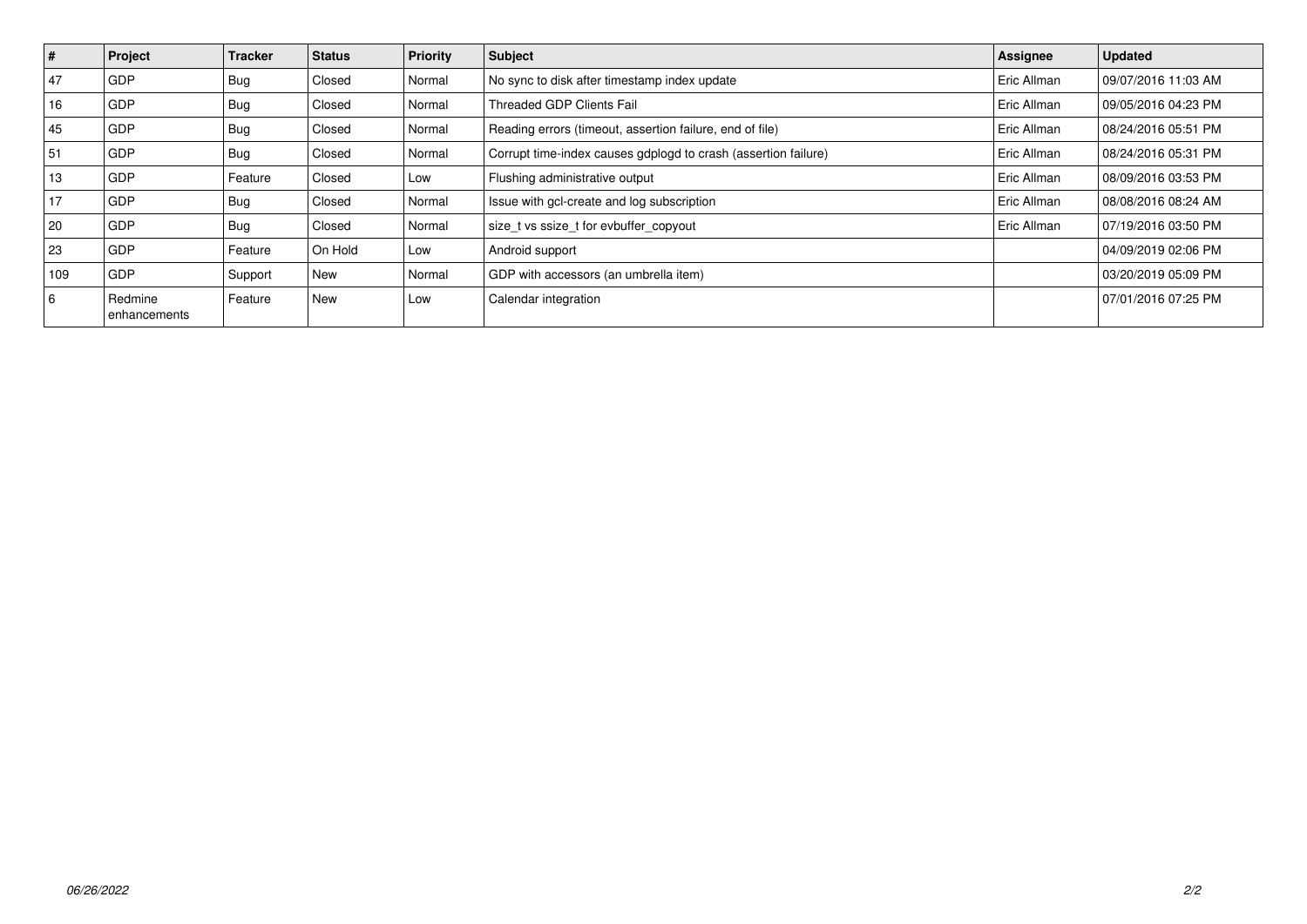| # | Project | Tracker | Status | Priority | Subject | Assignee | Updated |
|---|---|---|---|---|---|---|---|
| 47 | GDP | Bug | Closed | Normal | No sync to disk after timestamp index update | Eric Allman | 09/07/2016 11:03 AM |
| 16 | GDP | Bug | Closed | Normal | Threaded GDP Clients Fail | Eric Allman | 09/05/2016 04:23 PM |
| 45 | GDP | Bug | Closed | Normal | Reading errors (timeout, assertion failure, end of file) | Eric Allman | 08/24/2016 05:51 PM |
| 51 | GDP | Bug | Closed | Normal | Corrupt time-index causes gdplogd to crash (assertion failure) | Eric Allman | 08/24/2016 05:31 PM |
| 13 | GDP | Feature | Closed | Low | Flushing administrative output | Eric Allman | 08/09/2016 03:53 PM |
| 17 | GDP | Bug | Closed | Normal | Issue with gcl-create and log subscription | Eric Allman | 08/08/2016 08:24 AM |
| 20 | GDP | Bug | Closed | Normal | size_t vs ssize_t for evbuffer_copyout | Eric Allman | 07/19/2016 03:50 PM |
| 23 | GDP | Feature | On Hold | Low | Android support | | 04/09/2019 02:06 PM |
| 109 | GDP | Support | New | Normal | GDP with accessors (an umbrella item) | | 03/20/2019 05:09 PM |
| 6 | Redmine enhancements | Feature | New | Low | Calendar integration | | 07/01/2016 07:25 PM |